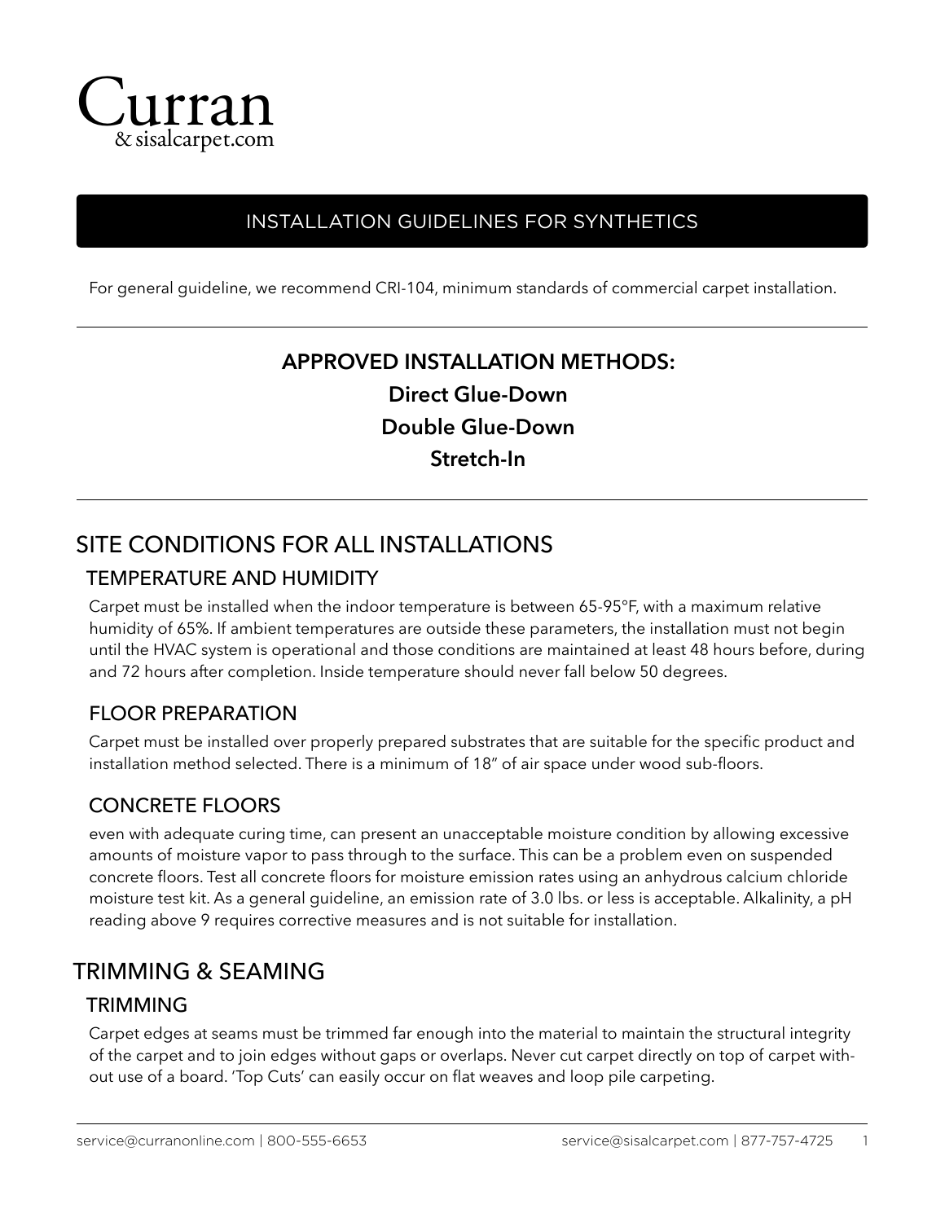# Curran

& sisalcarpet.com

## INSTALLATION GUIDELINES FOR SYNTHETICS

For general guideline, we recommend CRI-104, minimum standards of commercial carpet installation.

---

**APPROVED INSTALLATION METHODS:**

**Direct Glue-Down**

**Double Glue-Down**

**Stretch-In**

---

## SITE CONDITIONS FOR ALL INSTALLATIONS

### TEMPERATURE AND HUMIDITY

Carpet must be installed when the indoor temperature is between 65-95°F, with a maximum relative humidity of 65%. If ambient temperatures are outside these parameters, the installation must not begin until the HVAC system is operational and those conditions are maintained at least 48 hours before, during and 72 hours after completion. Inside temperature should never fall below 50 degrees.

### FLOOR PREPARATION

Carpet must be installed over properly prepared substrates that are suitable for the specific product and installation method selected. There is a minimum of 18" of air space under wood sub-floors.

### CONCRETE FLOORS

even with adequate curing time, can present an unacceptable moisture condition by allowing excessive amounts of moisture vapor to pass through to the surface. This can be a problem even on suspended concrete floors. Test all concrete floors for moisture emission rates using an anhydrous calcium chloride moisture test kit. As a general guideline, an emission rate of 3.0 lbs. or less is acceptable. Alkalinity, a pH reading above 9 requires corrective measures and is not suitable for installation.

## TRIMMING & SEAMING

### TRIMMING

Carpet edges at seams must be trimmed far enough into the material to maintain the structural integrity of the carpet and to join edges without gaps or overlaps. Never cut carpet directly on top of carpet without use of a board. 'Top Cuts' can easily occur on flat weaves and loop pile carpeting.

service@curranonline.com | 800-555-6653 service@sisalcarpet.com | 877-757-4725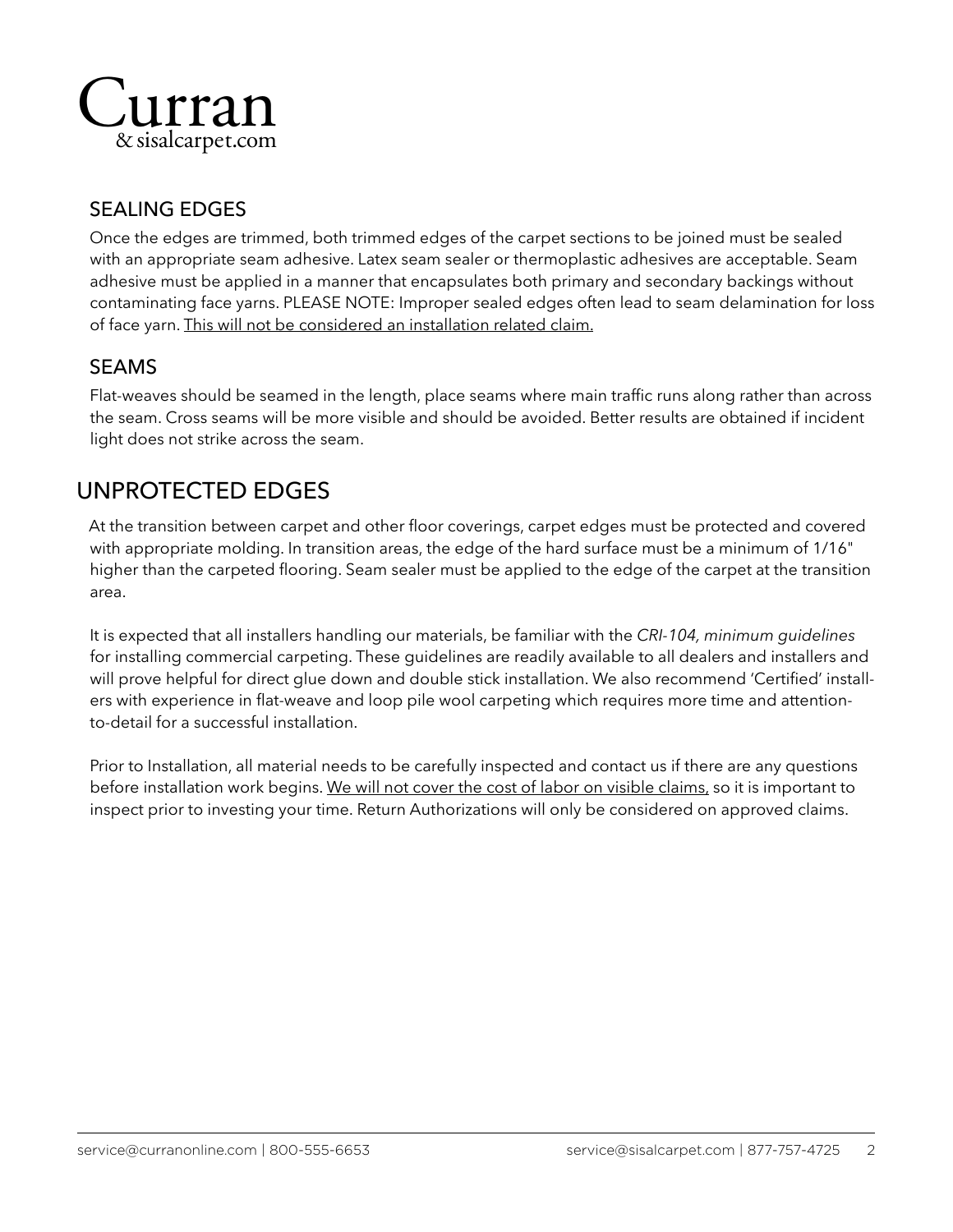## SEALING EDGES

Once the edges are trimmed, both trimmed edges of the carpet sections to be joined must be sealed with an appropriate seam adhesive. Latex seam sealer or thermoplastic adhesives are acceptable. Seam adhesive must be applied in a manner that encapsulates both primary and secondary backings without contaminating face yarns. PLEASE NOTE: Improper sealed edges often lead to seam delamination for loss of face yarn. <u>This will not be considered an installation related claim.</u>

## SEAMS

Flat-weaves should be seamed in the length, place seams where main traffic runs along rather than across the seam. Cross seams will be more visible and should be avoided. Better results are obtained if incident light does not strike across the seam.

# UNPROTECTED EDGES

At the transition between carpet and other floor coverings, carpet edges must be protected and covered with appropriate molding. In transition areas, the edge of the hard surface must be a minimum of 1/16" higher than the carpeted flooring. Seam sealer must be applied to the edge of the carpet at the transition area.

It is expected that all installers handling our materials, be familiar with the *CRI-104, minimum guidelines* for installing commercial carpeting. These guidelines are readily available to all dealers and installers and will prove helpful for direct glue down and double stick installation. We also recommend 'Certified' installers with experience in flat-weave and loop pile wool carpeting which requires more time and attention-to-detail for a successful installation.

Prior to Installation, all material needs to be carefully inspected and contact us if there are any questions before installation work begins. <u>We will not cover the cost of labor on visible claims,</u> so it is important to inspect prior to investing your time. Return Authorizations will only be considered on approved claims.